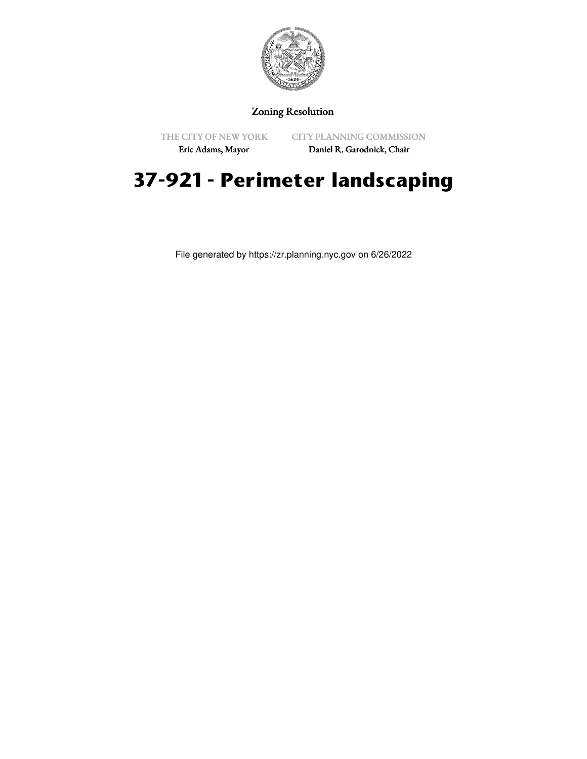Zoning Resolution

THE CITY OF NEW YORK
Eric Adams, Mayor

CITY PLANNING COMMISSION
Daniel R. Garodnick, Chair

# 37-921 - Perimeter landscaping

File generated by https://zr.planning.nyc.gov on 6/26/2022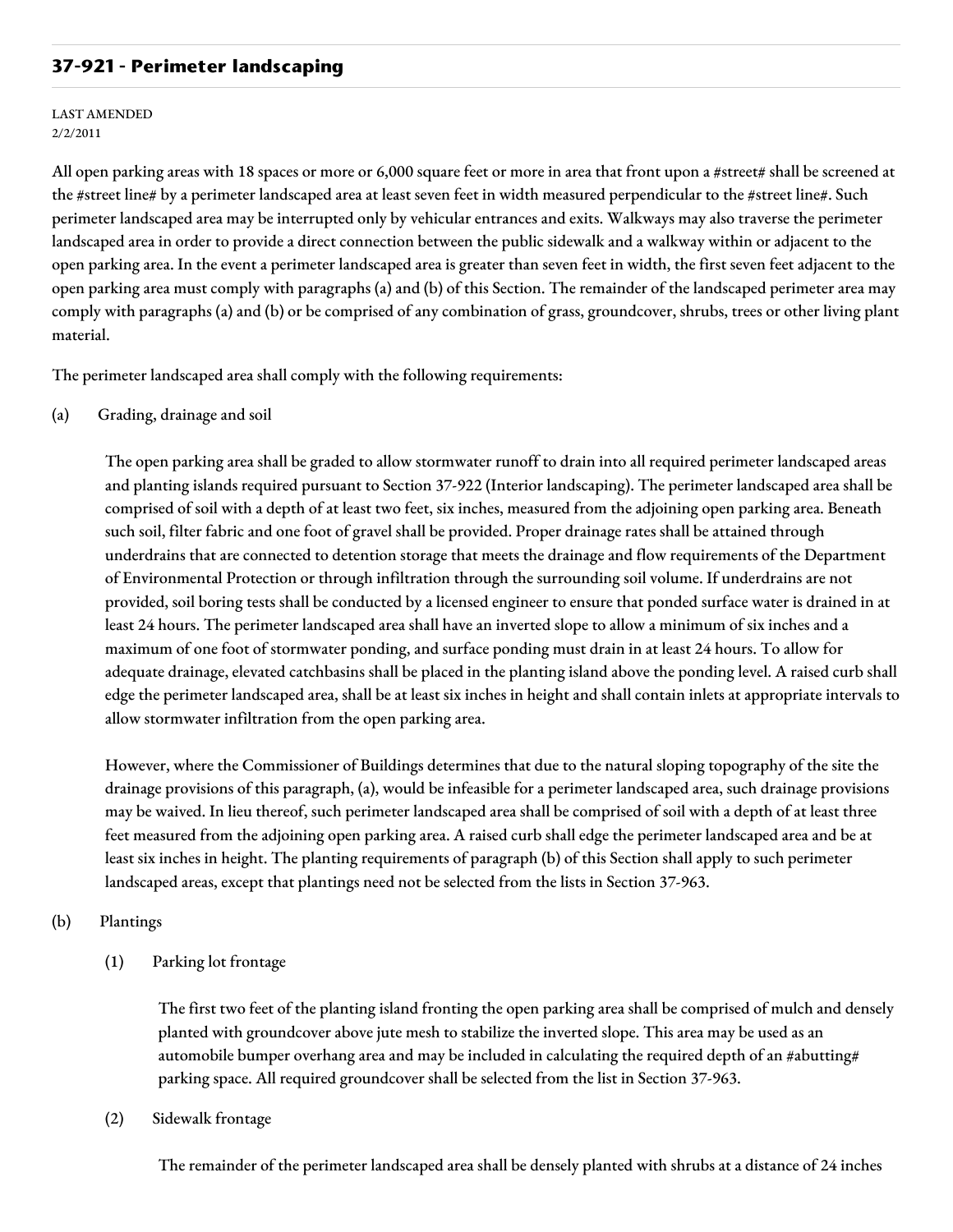## 37-921 - Perimeter landscaping

LAST AMENDED
2/2/2011

All open parking areas with 18 spaces or more or 6,000 square feet or more in area that front upon a #street# shall be screened at the #street line# by a perimeter landscaped area at least seven feet in width measured perpendicular to the #street line#. Such perimeter landscaped area may be interrupted only by vehicular entrances and exits. Walkways may also traverse the perimeter landscaped area in order to provide a direct connection between the public sidewalk and a walkway within or adjacent to the open parking area. In the event a perimeter landscaped area is greater than seven feet in width, the first seven feet adjacent to the open parking area must comply with paragraphs (a) and (b) of this Section. The remainder of the landscaped perimeter area may comply with paragraphs (a) and (b) or be comprised of any combination of grass, groundcover, shrubs, trees or other living plant material.

The perimeter landscaped area shall comply with the following requirements:

(a) Grading, drainage and soil

The open parking area shall be graded to allow stormwater runoff to drain into all required perimeter landscaped areas and planting islands required pursuant to Section 37-922 (Interior landscaping). The perimeter landscaped area shall be comprised of soil with a depth of at least two feet, six inches, measured from the adjoining open parking area. Beneath such soil, filter fabric and one foot of gravel shall be provided. Proper drainage rates shall be attained through underdrains that are connected to detention storage that meets the drainage and flow requirements of the Department of Environmental Protection or through infiltration through the surrounding soil volume. If underdrains are not provided, soil boring tests shall be conducted by a licensed engineer to ensure that ponded surface water is drained in at least 24 hours. The perimeter landscaped area shall have an inverted slope to allow a minimum of six inches and a maximum of one foot of stormwater ponding, and surface ponding must drain in at least 24 hours. To allow for adequate drainage, elevated catchbasins shall be placed in the planting island above the ponding level. A raised curb shall edge the perimeter landscaped area, shall be at least six inches in height and shall contain inlets at appropriate intervals to allow stormwater infiltration from the open parking area.

However, where the Commissioner of Buildings determines that due to the natural sloping topography of the site the drainage provisions of this paragraph, (a), would be infeasible for a perimeter landscaped area, such drainage provisions may be waived. In lieu thereof, such perimeter landscaped area shall be comprised of soil with a depth of at least three feet measured from the adjoining open parking area. A raised curb shall edge the perimeter landscaped area and be at least six inches in height. The planting requirements of paragraph (b) of this Section shall apply to such perimeter landscaped areas, except that plantings need not be selected from the lists in Section 37-963.

(b) Plantings

(1) Parking lot frontage

The first two feet of the planting island fronting the open parking area shall be comprised of mulch and densely planted with groundcover above jute mesh to stabilize the inverted slope. This area may be used as an automobile bumper overhang area and may be included in calculating the required depth of an #abutting# parking space. All required groundcover shall be selected from the list in Section 37-963.

(2) Sidewalk frontage

The remainder of the perimeter landscaped area shall be densely planted with shrubs at a distance of 24 inches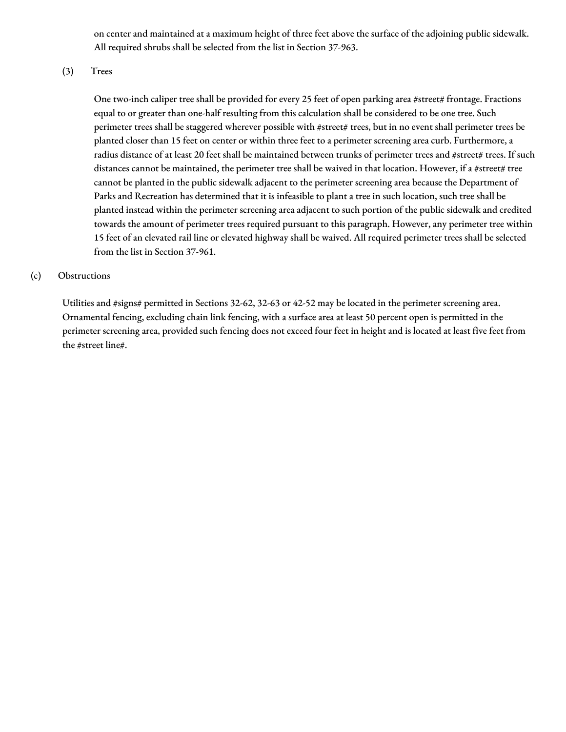on center and maintained at a maximum height of three feet above the surface of the adjoining public sidewalk. All required shrubs shall be selected from the list in Section 37-963.

(3) Trees

One two-inch caliper tree shall be provided for every 25 feet of open parking area #street# frontage. Fractions equal to or greater than one-half resulting from this calculation shall be considered to be one tree. Such perimeter trees shall be staggered wherever possible with #street# trees, but in no event shall perimeter trees be planted closer than 15 feet on center or within three feet to a perimeter screening area curb. Furthermore, a radius distance of at least 20 feet shall be maintained between trunks of perimeter trees and #street# trees. If such distances cannot be maintained, the perimeter tree shall be waived in that location. However, if a #street# tree cannot be planted in the public sidewalk adjacent to the perimeter screening area because the Department of Parks and Recreation has determined that it is infeasible to plant a tree in such location, such tree shall be planted instead within the perimeter screening area adjacent to such portion of the public sidewalk and credited towards the amount of perimeter trees required pursuant to this paragraph. However, any perimeter tree within 15 feet of an elevated rail line or elevated highway shall be waived. All required perimeter trees shall be selected from the list in Section 37-961.

(c) Obstructions

Utilities and #signs# permitted in Sections 32-62, 32-63 or 42-52 may be located in the perimeter screening area. Ornamental fencing, excluding chain link fencing, with a surface area at least 50 percent open is permitted in the perimeter screening area, provided such fencing does not exceed four feet in height and is located at least five feet from the #street line#.